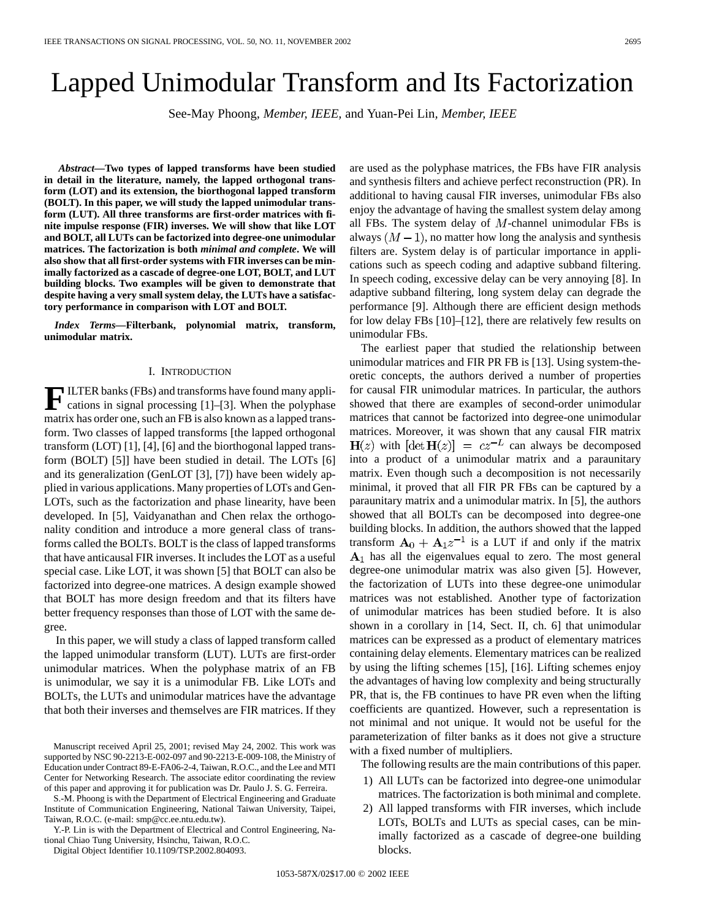# Lapped Unimodular Transform and Its Factorization

See-May Phoong, *Member, IEEE*, and Yuan-Pei Lin, *Member, IEEE*

***Abstract*—Two types of lapped transforms have been studied in detail in the literature, namely, the lapped orthogonal transform (LOT) and its extension, the biorthogonal lapped transform (BOLT). In this paper, we will study the lapped unimodular transform (LUT). All three transforms are first-order matrices with finite impulse response (FIR) inverses. We will show that like LOT and BOLT, all LUTs can be factorized into degree-one unimodular matrices. The factorization is both *minimal and complete*. We will also show that all first-order systems with FIR inverses can be minimally factorized as a cascade of degree-one LOT, BOLT, and LUT building blocks. Two examples will be given to demonstrate that despite having a very small system delay, the LUTs have a satisfactory performance in comparison with LOT and BOLT.**

***Index Terms*—Filterbank, polynomial matrix, transform, unimodular matrix.**

## I. Introduction

FILTER banks (FBs) and transforms have found many applications in signal processing [1]–[3]. When the polyphase matrix has order one, such an FB is also known as a lapped transform. Two classes of lapped transforms [the lapped orthogonal transform (LOT) [1], [4], [6] and the biorthogonal lapped transform (BOLT) [5]] have been studied in detail. The LOTs [6] and its generalization (GenLOT [3], [7]) have been widely applied in various applications. Many properties of LOTs and GenLOTs, such as the factorization and phase linearity, have been developed. In [5], Vaidyanathan and Chen relax the orthogonality condition and introduce a more general class of transforms called the BOLTs. BOLT is the class of lapped transforms that have anticausal FIR inverses. It includes the LOT as a useful special case. Like LOT, it was shown [5] that BOLT can also be factorized into degree-one matrices. A design example showed that BOLT has more design freedom and that its filters have better frequency responses than those of LOT with the same degree.

In this paper, we will study a class of lapped transform called the lapped unimodular transform (LUT). LUTs are first-order unimodular matrices. When the polyphase matrix of an FB is unimodular, we say it is a unimodular FB. Like LOTs and BOLTs, the LUTs and unimodular matrices have the advantage that both their inverses and themselves are FIR matrices. If they are used as the polyphase matrices, the FBs have FIR analysis and synthesis filters and achieve perfect reconstruction (PR). In additional to having causal FIR inverses, unimodular FBs also enjoy the advantage of having the smallest system delay among all FBs. The system delay of $M$-channel unimodular FBs is always $(M-1)$, no matter how long the analysis and synthesis filters are. System delay is of particular importance in applications such as speech coding and adaptive subband filtering. In speech coding, excessive delay can be very annoying [8]. In adaptive subband filtering, long system delay can degrade the performance [9]. Although there are efficient design methods for low delay FBs [10]–[12], there are relatively few results on unimodular FBs.

The earliest paper that studied the relationship between unimodular matrices and FIR PR FB is [13]. Using system-theoretic concepts, the authors derived a number of properties for causal FIR unimodular matrices. In particular, the authors showed that there are examples of second-order unimodular matrices that cannot be factorized into degree-one unimodular matrices. Moreover, it was shown that any causal FIR matrix $\mathbf{H}(z)$ with $[\det \mathbf{H}(z)] = cz^{-L}$ can always be decomposed into a product of a unimodular matrix and a paraunitary matrix. Even though such a decomposition is not necessarily minimal, it proved that all FIR PR FBs can be captured by a paraunitary matrix and a unimodular matrix. In [5], the authors showed that all BOLTs can be decomposed into degree-one building blocks. In addition, the authors showed that the lapped transform $\mathbf{A}_0 + \mathbf{A}_1 z^{-1}$ is a LUT if and only if the matrix $\mathbf{A}_1$ has all the eigenvalues equal to zero. The most general degree-one unimodular matrix was also given [5]. However, the factorization of LUTs into these degree-one unimodular matrices was not established. Another type of factorization of unimodular matrices has been studied before. It is also shown in a corollary in [14, Sect. II, ch. 6] that unimodular matrices can be expressed as a product of elementary matrices containing delay elements. Elementary matrices can be realized by using the lifting schemes [15], [16]. Lifting schemes enjoy the advantages of having low complexity and being structurally PR, that is, the FB continues to have PR even when the lifting coefficients are quantized. However, such a representation is not minimal and not unique. It would not be useful for the parameterization of filter banks as it does not give a structure with a fixed number of multipliers.

The following results are the main contributions of this paper.

1) All LUTs can be factorized into degree-one unimodular matrices. The factorization is both minimal and complete.
2) All lapped transforms with FIR inverses, which include LOTs, BOLTs and LUTs as special cases, can be minimally factorized as a cascade of degree-one building blocks.

Manuscript received April 25, 2001; revised May 24, 2002. This work was supported by NSC 90-2213-E-002-097 and 90-2213-E-009-108, the Ministry of Education under Contract 89-E-FA06-2-4, Taiwan, R.O.C., and the Lee and MTI Center for Networking Research. The associate editor coordinating the review of this paper and approving it for publication was Dr. Paulo J. S. G. Ferreira.

S.-M. Phoong is with the Department of Electrical Engineering and Graduate Institute of Communication Engineering, National Taiwan University, Taipei, Taiwan, R.O.C. (e-mail: smp@cc.ee.ntu.edu.tw).

Y.-P. Lin is with the Department of Electrical and Control Engineering, National Chiao Tung University, Hsinchu, Taiwan, R.O.C.

Digital Object Identifier 10.1109/TSP.2002.804093.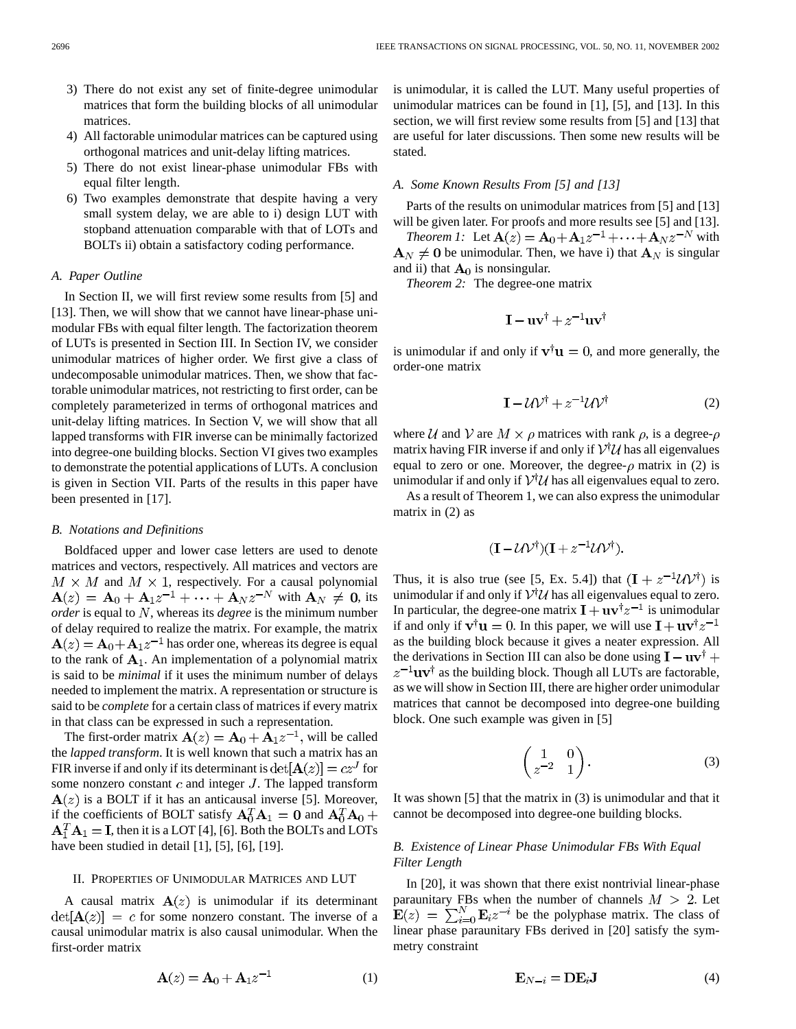3) There do not exist any set of finite-degree unimodular matrices that form the building blocks of all unimodular matrices.
4) All factorable unimodular matrices can be captured using orthogonal matrices and unit-delay lifting matrices.
5) There do not exist linear-phase unimodular FBs with equal filter length.
6) Two examples demonstrate that despite having a very small system delay, we are able to i) design LUT with stopband attenuation comparable with that of LOTs and BOLTs ii) obtain a satisfactory coding performance.

### A. Paper Outline

In Section II, we will first review some results from [5] and [13]. Then, we will show that we cannot have linear-phase unimodular FBs with equal filter length. The factorization theorem of LUTs is presented in Section III. In Section IV, we consider unimodular matrices of higher order. We first give a class of undecomposable unimodular matrices. Then, we show that factorable unimodular matrices, not restricting to first order, can be completely parameterized in terms of orthogonal matrices and unit-delay lifting matrices. In Section V, we will show that all lapped transforms with FIR inverse can be minimally factorized into degree-one building blocks. Section VI gives two examples to demonstrate the potential applications of LUTs. A conclusion is given in Section VII. Parts of the results in this paper have been presented in [17].

### B. Notations and Definitions

Boldfaced upper and lower case letters are used to denote matrices and vectors, respectively. All matrices and vectors are $M \times M$ and $M \times 1$, respectively. For a causal polynomial $\mathbf{A}(z) = \mathbf{A}_0 + \mathbf{A}_1 z^{-1} + \cdots + \mathbf{A}_N z^{-N}$ with $\mathbf{A}_N \neq \mathbf{0}$, its *order* is equal to $N$, whereas its *degree* is the minimum number of delay required to realize the matrix. For example, the matrix $\mathbf{A}(z) = \mathbf{A}_0 + \mathbf{A}_1 z^{-1}$ has order one, whereas its degree is equal to the rank of $\mathbf{A}_1$. An implementation of a polynomial matrix is said to be *minimal* if it uses the minimum number of delays needed to implement the matrix. A representation or structure is said to be *complete* for a certain class of matrices if every matrix in that class can be expressed in such a representation.

The first-order matrix $\mathbf{A}(z) = \mathbf{A}_0 + \mathbf{A}_1 z^{-1}$, will be called the *lapped transform*. It is well known that such a matrix has an FIR inverse if and only if its determinant is $\det[\mathbf{A}(z)] = cz^{-J}$ for some nonzero constant $c$ and integer $J$. The lapped transform $\mathbf{A}(z)$ is a BOLT if it has an anticausal inverse [5]. Moreover, if the coefficients of BOLT satisfy $\mathbf{A}_0^T \mathbf{A}_1 = \mathbf{0}$ and $\mathbf{A}_0^T \mathbf{A}_0 + \mathbf{A}_1^T \mathbf{A}_1 = \mathbf{I}$, then it is a LOT [4], [6]. Both the BOLTs and LOTs have been studied in detail [1], [5], [6], [19].

## II. Properties of Unimodular Matrices and LUT

A causal matrix $\mathbf{A}(z)$ is unimodular if its determinant $\det[\mathbf{A}(z)] = c$ for some nonzero constant. The inverse of a causal unimodular matrix is also causal unimodular. When the first-order matrix

$$\mathbf{A}(z) = \mathbf{A}_0 + \mathbf{A}_1 z^{-1} \tag{1}$$

is unimodular, it is called the LUT. Many useful properties of unimodular matrices can be found in [1], [5], and [13]. In this section, we will first review some results from [5] and [13] that are useful for later discussions. Then some new results will be stated.

### A. Some Known Results From [5] and [13]

Parts of the results on unimodular matrices from [5] and [13] will be given later. For proofs and more results see [5] and [13].

*Theorem 1:* Let $\mathbf{A}(z) = \mathbf{A}_0 + \mathbf{A}_1 z^{-1} + \cdots + \mathbf{A}_N z^{-N}$ with $\mathbf{A}_N \neq \mathbf{0}$ be unimodular. Then, we have i) that $\mathbf{A}_N$ is singular and ii) that $\mathbf{A}_0$ is nonsingular.

*Theorem 2:* The degree-one matrix

$$\mathbf{I} - \mathbf{u}\mathbf{v}^\dagger + z^{-1}\mathbf{u}\mathbf{v}^\dagger$$

is unimodular if and only if $\mathbf{v}^\dagger \mathbf{u} = 0$, and more generally, the order-one matrix

$$\mathbf{I} - \mathcal{U}\mathcal{V}^\dagger + z^{-1}\mathcal{U}\mathcal{V}^\dagger \tag{2}$$

where $\mathcal{U}$ and $\mathcal{V}$ are $M \times \rho$ matrices with rank $\rho$, is a degree-$\rho$ matrix having FIR inverse if and only if $\mathcal{V}^\dagger \mathcal{U}$ has all eigenvalues equal to zero or one. Moreover, the degree-$\rho$ matrix in (2) is unimodular if and only if $\mathcal{V}^\dagger \mathcal{U}$ has all eigenvalues equal to zero.

As a result of Theorem 1, we can also express the unimodular matrix in (2) as

$$(\mathbf{I} - \mathcal{U}\mathcal{V}^\dagger)(\mathbf{I} + z^{-1}\mathcal{U}\mathcal{V}^\dagger).$$

Thus, it is also true (see [5, Ex. 5.4]) that $(\mathbf{I} + z^{-1}\mathcal{U}\mathcal{V}^\dagger)$ is unimodular if and only if $\mathcal{V}^\dagger \mathcal{U}$ has all eigenvalues equal to zero. In particular, the degree-one matrix $\mathbf{I} + \mathbf{u}\mathbf{v}^\dagger z^{-1}$ is unimodular if and only if $\mathbf{v}^\dagger \mathbf{u} = 0$. In this paper, we will use $\mathbf{I} + \mathbf{u}\mathbf{v}^\dagger z^{-1}$ as the building block because it gives a neater expression. All the derivations in Section III can also be done using $\mathbf{I} - \mathbf{u}\mathbf{v}^\dagger + z^{-1}\mathbf{u}\mathbf{v}^\dagger$ as the building block. Though all LUTs are factorable, as we will show in Section III, there are higher order unimodular matrices that cannot be decomposed into degree-one building block. One such example was given in [5]

$$\begin{pmatrix} 1 & 0 \\ z^{-2} & 1 \end{pmatrix}. \tag{3}$$

It was shown [5] that the matrix in (3) is unimodular and that it cannot be decomposed into degree-one building blocks.

### B. Existence of Linear Phase Unimodular FBs With Equal Filter Length

In [20], it was shown that there exist nontrivial linear-phase paraunitary FBs when the number of channels $M > 2$. Let $\mathbf{E}(z) = \sum_{i=0}^{N} \mathbf{E}_i z^{-i}$ be the polyphase matrix. The class of linear phase paraunitary FBs derived in [20] satisfy the symmetry constraint

$$\mathbf{E}_{N-i} = \mathbf{D}\mathbf{E}_i\mathbf{J} \tag{4}$$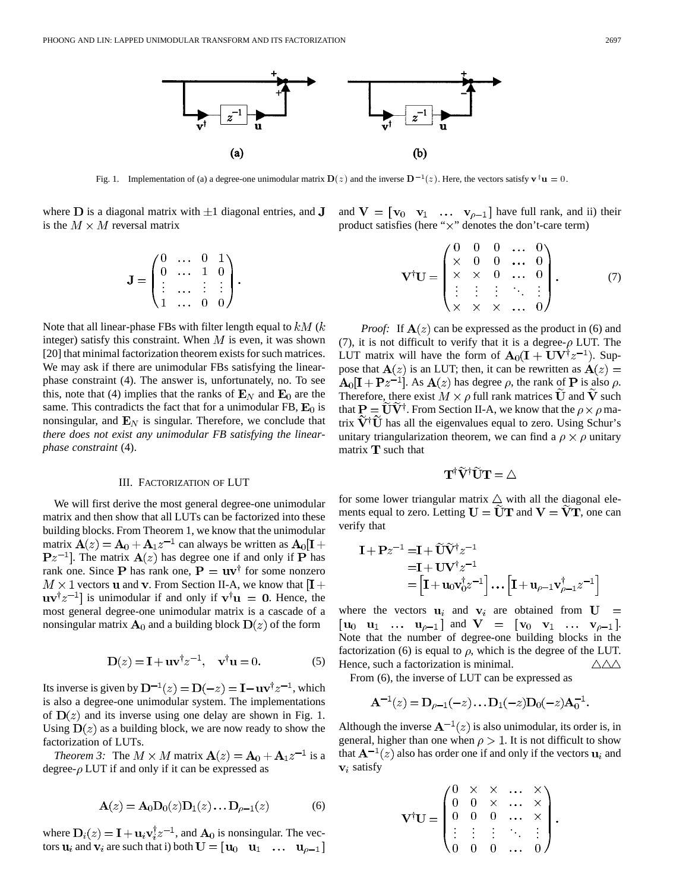Fig. 1. Implementation of (a) a degree-one unimodular matrix $\mathbf{D}(z)$ and the inverse $\mathbf{D}^{-1}(z)$. Here, the vectors satisfy $\mathbf{v}^\dagger\mathbf{u} = 0$.

where $\mathbf{D}$ is a diagonal matrix with $\pm 1$ diagonal entries, and $\mathbf{J}$ is the $M \times M$ reversal matrix

$$\mathbf{J} = \begin{pmatrix} 0 & \dots & 0 & 1 \\ 0 & \dots & 1 & 0 \\ \vdots & \dots & \vdots & \vdots \\ 1 & \dots & 0 & 0 \end{pmatrix}.$$

Note that all linear-phase FBs with filter length equal to $kM$ ($k$ integer) satisfy this constraint. When $M$ is even, it was shown [20] that minimal factorization theorem exists for such matrices. We may ask if there are unimodular FBs satisfying the linear-phase constraint (4). The answer is, unfortunately, no. To see this, note that (4) implies that the ranks of $\mathbf{E}_N$ and $\mathbf{E}_0$ are the same. This contradicts the fact that for a unimodular FB, $\mathbf{E}_0$ is nonsingular, and $\mathbf{E}_N$ is singular. Therefore, we conclude that *there does not exist any unimodular FB satisfying the linear-phase constraint* (4).

## III. Factorization of LUT

We will first derive the most general degree-one unimodular matrix and then show that all LUTs can be factorized into these building blocks. From Theorem 1, we know that the unimodular matrix $\mathbf{A}(z) = \mathbf{A}_0 + \mathbf{A}_1 z^{-1}$ can always be written as $\mathbf{A}_0[\mathbf{I} + \mathbf{P}z^{-1}]$. The matrix $\mathbf{A}(z)$ has degree one if and only if $\mathbf{P}$ has rank one. Since $\mathbf{P}$ has rank one, $\mathbf{P} = \mathbf{u}\mathbf{v}^\dagger$ for some nonzero $M \times 1$ vectors $\mathbf{u}$ and $\mathbf{v}$. From Section II-A, we know that $[\mathbf{I} + \mathbf{u}\mathbf{v}^\dagger z^{-1}]$ is unimodular if and only if $\mathbf{v}^\dagger\mathbf{u} = \mathbf{0}$. Hence, the most general degree-one unimodular matrix is a cascade of a nonsingular matrix $\mathbf{A}_0$ and a building block $\mathbf{D}(z)$ of the form

$$\mathbf{D}(z) = \mathbf{I} + \mathbf{u}\mathbf{v}^\dagger z^{-1}, \quad \mathbf{v}^\dagger\mathbf{u} = 0. \tag{5}$$

Its inverse is given by $\mathbf{D}^{-1}(z) = \mathbf{D}(-z) = \mathbf{I} - \mathbf{u}\mathbf{v}^\dagger z^{-1}$, which is also a degree-one unimodular system. The implementations of $\mathbf{D}(z)$ and its inverse using one delay are shown in Fig. 1. Using $\mathbf{D}(z)$ as a building block, we are now ready to show the factorization of LUTs.

*Theorem 3:* The $M \times M$ matrix $\mathbf{A}(z) = \mathbf{A}_0 + \mathbf{A}_1 z^{-1}$ is a degree-$\rho$ LUT if and only if it can be expressed as

$$\mathbf{A}(z) = \mathbf{A}_0\mathbf{D}_0(z)\mathbf{D}_1(z)\dots\mathbf{D}_{\rho-1}(z) \tag{6}$$

where $\mathbf{D}_i(z) = \mathbf{I} + \mathbf{u}_i\mathbf{v}_i^\dagger z^{-1}$, and $\mathbf{A}_0$ is nonsingular. The vectors $\mathbf{u}_i$ and $\mathbf{v}_i$ are such that i) both $\mathbf{U} = [\mathbf{u}_0 \ \ \mathbf{u}_1 \ \ \dots \ \ \mathbf{u}_{\rho-1}]$ and $\mathbf{V} = [\mathbf{v}_0 \ \ \mathbf{v}_1 \ \ \dots \ \ \mathbf{v}_{\rho-1}]$ have full rank, and ii) their product satisfies (here "$\times$" denotes the don't-care term)

$$\mathbf{V}^\dagger\mathbf{U} = \begin{pmatrix} 0 & 0 & 0 & \dots & 0 \\ \times & 0 & 0 & \dots & 0 \\ \times & \times & 0 & \dots & 0 \\ \vdots & \vdots & \vdots & \ddots & \vdots \\ \times & \times & \times & \dots & 0 \end{pmatrix}. \tag{7}$$

*Proof:* If $\mathbf{A}(z)$ can be expressed as the product in (6) and (7), it is not difficult to verify that it is a degree-$\rho$ LUT. The LUT matrix will have the form of $\mathbf{A}_0(\mathbf{I} + \mathbf{U}\mathbf{V}^\dagger z^{-1})$. Suppose that $\mathbf{A}(z)$ is an LUT; then, it can be rewritten as $\mathbf{A}(z) = \mathbf{A}_0[\mathbf{I} + \mathbf{P}z^{-1}]$. As $\mathbf{A}(z)$ has degree $\rho$, the rank of $\mathbf{P}$ is also $\rho$. Therefore, there exist $M \times \rho$ full rank matrices $\tilde{\mathbf{U}}$ and $\tilde{\mathbf{V}}$ such that $\mathbf{P} = \tilde{\mathbf{U}}\tilde{\mathbf{V}}^\dagger$. From Section II-A, we know that the $\rho \times \rho$ matrix $\tilde{\mathbf{V}}^\dagger\tilde{\mathbf{U}}$ has all the eigenvalues equal to zero. Using Schur's unitary triangularization theorem, we can find a $\rho \times \rho$ unitary matrix $\mathbf{T}$ such that

$$\mathbf{T}^\dagger\tilde{\mathbf{V}}^\dagger\tilde{\mathbf{U}}\mathbf{T} = \triangle$$

for some lower triangular matrix $\triangle$ with all the diagonal elements equal to zero. Letting $\mathbf{U} = \tilde{\mathbf{U}}\mathbf{T}$ and $\mathbf{V} = \tilde{\mathbf{V}}\mathbf{T}$, one can verify that

$$\begin{aligned} \mathbf{I} + \mathbf{P}z^{-1} &= \mathbf{I} + \tilde{\mathbf{U}}\tilde{\mathbf{V}}^\dagger z^{-1} \\ &= \mathbf{I} + \mathbf{U}\mathbf{V}^\dagger z^{-1} \\ &= \left[\mathbf{I} + \mathbf{u}_0\mathbf{v}_0^\dagger z^{-1}\right] \dots \left[\mathbf{I} + \mathbf{u}_{\rho-1}\mathbf{v}_{\rho-1}^\dagger z^{-1}\right] \end{aligned}$$

where the vectors $\mathbf{u}_i$ and $\mathbf{v}_i$ are obtained from $\mathbf{U} = [\mathbf{u}_0 \ \ \mathbf{u}_1 \ \ \dots \ \ \mathbf{u}_{\rho-1}]$ and $\mathbf{V} = [\mathbf{v}_0 \ \ \mathbf{v}_1 \ \ \dots \ \ \mathbf{v}_{\rho-1}]$. Note that the number of degree-one building blocks in the factorization (6) is equal to $\rho$, which is the degree of the LUT. Hence, such a factorization is minimal. $\triangle\triangle\triangle$

From (6), the inverse of LUT can be expressed as

$$\mathbf{A}^{-1}(z) = \mathbf{D}_{\rho-1}(-z)\dots\mathbf{D}_1(-z)\mathbf{D}_0(-z)\mathbf{A}_0^{-1}.$$

Although the inverse $\mathbf{A}^{-1}(z)$ is also unimodular, its order is, in general, higher than one when $\rho > 1$. It is not difficult to show that $\mathbf{A}^{-1}(z)$ also has order one if and only if the vectors $\mathbf{u}_i$ and $\mathbf{v}_i$ satisfy

$$\mathbf{V}^\dagger\mathbf{U} = \begin{pmatrix} 0 & \times & \times & \dots & \times \\ 0 & 0 & \times & \dots & \times \\ 0 & 0 & 0 & \dots & \times \\ \vdots & \vdots & \vdots & \ddots & \vdots \\ 0 & 0 & 0 & \dots & 0 \end{pmatrix}.$$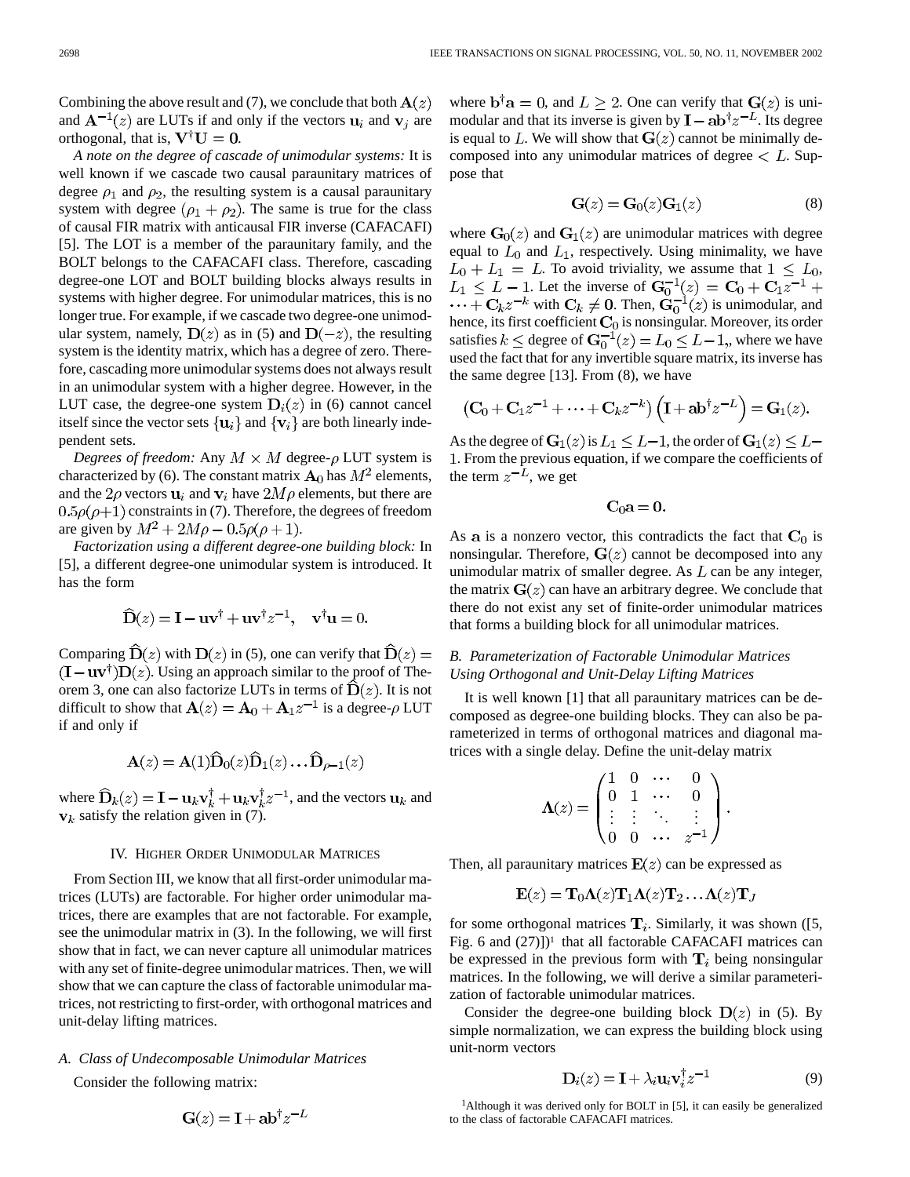Combining the above result and (7), we conclude that both $\mathbf{A}(z)$ and $\mathbf{A}^{-1}(z)$ are LUTs if and only if the vectors $\mathbf{u}_i$ and $\mathbf{v}_j$ are orthogonal, that is, $\mathbf{V}^\dagger\mathbf{U} = \mathbf{0}$.

*A note on the degree of cascade of unimodular systems:* It is well known if we cascade two causal paraunitary matrices of degree $\rho_1$ and $\rho_2$, the resulting system is a causal paraunitary system with degree $(\rho_1 + \rho_2)$. The same is true for the class of causal FIR matrix with anticausal FIR inverse (CAFACAFI) [5]. The LOT is a member of the paraunitary family, and the BOLT belongs to the CAFACAFI class. Therefore, cascading degree-one LOT and BOLT building blocks always results in systems with higher degree. For unimodular matrices, this is no longer true. For example, if we cascade two degree-one unimodular system, namely, $\mathbf{D}(z)$ as in (5) and $\mathbf{D}(-z)$, the resulting system is the identity matrix, which has a degree of zero. Therefore, cascading more unimodular systems does not always result in an unimodular system with a higher degree. However, in the LUT case, the degree-one system $\mathbf{D}_i(z)$ in (6) cannot cancel itself since the vector sets $\{\mathbf{u}_i\}$ and $\{\mathbf{v}_i\}$ are both linearly independent sets.

*Degrees of freedom:* Any $M \times M$ degree-$\rho$ LUT system is characterized by (6). The constant matrix $\mathbf{A}_0$ has $M^2$ elements, and the $2\rho$ vectors $\mathbf{u}_i$ and $\mathbf{v}_i$ have $2M\rho$ elements, but there are $0.5\rho(\rho+1)$ constraints in (7). Therefore, the degrees of freedom are given by $M^2 + 2M\rho - 0.5\rho(\rho+1)$.

*Factorization using a different degree-one building block:* In [5], a different degree-one unimodular system is introduced. It has the form

$$\widehat{\mathbf{D}}(z) = \mathbf{I} - \mathbf{u}\mathbf{v}^\dagger + \mathbf{u}\mathbf{v}^\dagger z^{-1}, \quad \mathbf{v}^\dagger\mathbf{u} = 0.$$

Comparing $\widehat{\mathbf{D}}(z)$ with $\mathbf{D}(z)$ in (5), one can verify that $\widehat{\mathbf{D}}(z) = (\mathbf{I} - \mathbf{u}\mathbf{v}^\dagger)\mathbf{D}(z)$. Using an approach similar to the proof of Theorem 3, one can also factorize LUTs in terms of $\widehat{\mathbf{D}}(z)$. It is not difficult to show that $\mathbf{A}(z) = \mathbf{A}_0 + \mathbf{A}_1 z^{-1}$ is a degree-$\rho$ LUT if and only if

$$\mathbf{A}(z) = \mathbf{A}(1)\widehat{\mathbf{D}}_0(z)\widehat{\mathbf{D}}_1(z)\ldots\widehat{\mathbf{D}}_{\rho-1}(z)$$

where $\widehat{\mathbf{D}}_k(z) = \mathbf{I} - \mathbf{u}_k\mathbf{v}_k^\dagger + \mathbf{u}_k\mathbf{v}_k^\dagger z^{-1}$, and the vectors $\mathbf{u}_k$ and $\mathbf{v}_k$ satisfy the relation given in (7).

## IV. Higher Order Unimodular Matrices

From Section III, we know that all first-order unimodular matrices (LUTs) are factorable. For higher order unimodular matrices, there are examples that are not factorable. For example, see the unimodular matrix in (3). In the following, we will first show that in fact, we can never capture all unimodular matrices with any set of finite-degree unimodular matrices. Then, we will show that we can capture the class of factorable unimodular matrices, not restricting to first-order, with orthogonal matrices and unit-delay lifting matrices.

### A. Class of Undecomposable Unimodular Matrices

Consider the following matrix:

$$\mathbf{G}(z) = \mathbf{I} + \mathbf{a}\mathbf{b}^\dagger z^{-L}$$

where $\mathbf{b}^\dagger\mathbf{a} = 0$, and $L \geq 2$. One can verify that $\mathbf{G}(z)$ is unimodular and that its inverse is given by $\mathbf{I} - \mathbf{a}\mathbf{b}^\dagger z^{-L}$. Its degree is equal to $L$. We will show that $\mathbf{G}(z)$ cannot be minimally decomposed into any unimodular matrices of degree $< L$. Suppose that

$$\mathbf{G}(z) = \mathbf{G}_0(z)\mathbf{G}_1(z) \tag{8}$$

where $\mathbf{G}_0(z)$ and $\mathbf{G}_1(z)$ are unimodular matrices with degree equal to $L_0$ and $L_1$, respectively. Using minimality, we have $L_0 + L_1 = L$. To avoid triviality, we assume that $1 \leq L_0$, $L_1 \leq L - 1$. Let the inverse of $\mathbf{G}_0^{-1}(z) = \mathbf{C}_0 + \mathbf{C}_1 z^{-1} + \cdots + \mathbf{C}_k z^{-k}$ with $\mathbf{C}_k \neq \mathbf{0}$. Then, $\mathbf{G}_0^{-1}(z)$ is unimodular, and hence, its first coefficient $\mathbf{C}_0$ is nonsingular. Moreover, its order satisfies $k \leq$ degree of $\mathbf{G}_0^{-1}(z) = L_0 \leq L-1$, where we have used the fact that for any invertible square matrix, its inverse has the same degree [13]. From (8), we have

$$\left(\mathbf{C}_0 + \mathbf{C}_1 z^{-1} + \cdots + \mathbf{C}_k z^{-k}\right)\left(\mathbf{I} + \mathbf{a}\mathbf{b}^\dagger z^{-L}\right) = \mathbf{G}_1(z).$$

As the degree of $\mathbf{G}_1(z)$ is $L_1 \leq L-1$, the order of $\mathbf{G}_1(z) \leq L-1$. From the previous equation, if we compare the coefficients of the term $z^{-L}$, we get

$$\mathbf{C}_0\mathbf{a} = \mathbf{0}.$$

As $\mathbf{a}$ is a nonzero vector, this contradicts the fact that $\mathbf{C}_0$ is nonsingular. Therefore, $\mathbf{G}(z)$ cannot be decomposed into any unimodular matrix of smaller degree. As $L$ can be any integer, the matrix $\mathbf{G}(z)$ can have an arbitrary degree. We conclude that there do not exist any set of finite-order unimodular matrices that forms a building block for all unimodular matrices.

### B. Parameterization of Factorable Unimodular Matrices Using Orthogonal and Unit-Delay Lifting Matrices

It is well known [1] that all paraunitary matrices can be decomposed as degree-one building blocks. They can also be parameterized in terms of orthogonal matrices and diagonal matrices with a single delay. Define the unit-delay matrix

$$\mathbf{\Lambda}(z) = \begin{pmatrix} 1 & 0 & \cdots & 0 \\ 0 & 1 & \cdots & 0 \\ \vdots & \vdots & \ddots & \vdots \\ 0 & 0 & \cdots & z^{-1} \end{pmatrix}.$$

Then, all paraunitary matrices $\mathbf{E}(z)$ can be expressed as

$$\mathbf{E}(z) = \mathbf{T}_0\mathbf{\Lambda}(z)\mathbf{T}_1\mathbf{\Lambda}(z)\mathbf{T}_2\ldots\mathbf{\Lambda}(z)\mathbf{T}_J$$

for some orthogonal matrices $\mathbf{T}_i$. Similarly, it was shown ([5, Fig. 6 and (27)])[1] that all factorable CAFACAFI matrices can be expressed in the previous form with $\mathbf{T}_i$ being nonsingular matrices. In the following, we will derive a similar parameterization of factorable unimodular matrices.

Consider the degree-one building block $\mathbf{D}(z)$ in (5). By simple normalization, we can express the building block using unit-norm vectors

$$\mathbf{D}_i(z) = \mathbf{I} + \lambda_i\mathbf{u}_i\mathbf{v}_i^\dagger z^{-1} \tag{9}$$

[1] Although it was derived only for BOLT in [5], it can easily be generalized to the class of factorable CAFACAFI matrices.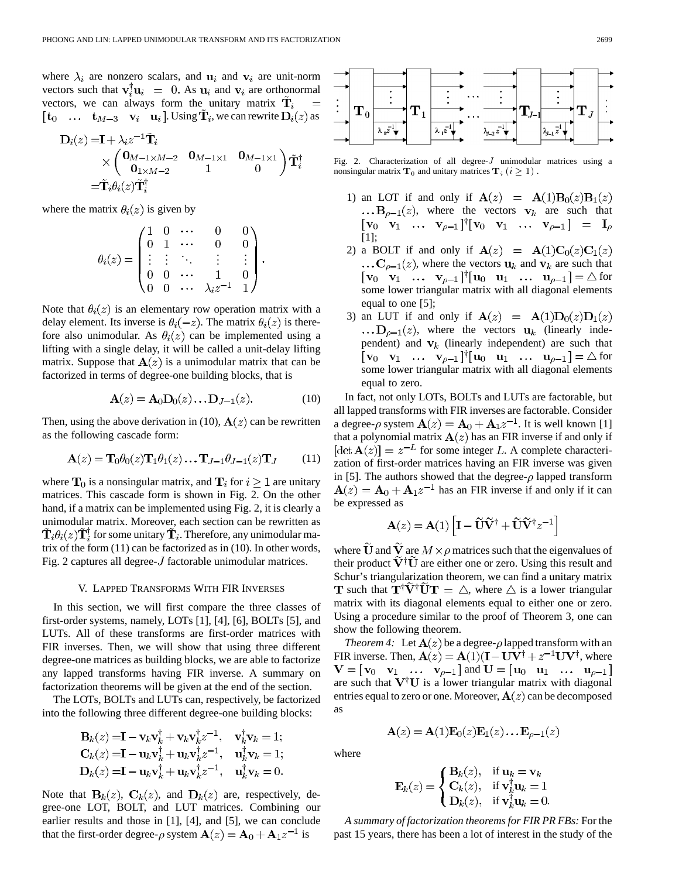where $\lambda_i$ are nonzero scalars, and $\mathbf{u}_i$ and $\mathbf{v}_i$ are unit-norm vectors such that $\mathbf{v}_i^\dagger \mathbf{u}_i = 0$. As $\mathbf{u}_i$ and $\mathbf{v}_i$ are orthonormal vectors, we can always form the unitary matrix $\tilde{\mathbf{T}}_i = [\mathbf{t}_0 \ \ \ldots \ \ \mathbf{t}_{M-3} \ \ \ \mathbf{v}_i \ \ \ \mathbf{u}_i]$. Using $\tilde{\mathbf{T}}_i$, we can rewrite $\mathbf{D}_i(z)$ as

$$\begin{aligned}\mathbf{D}_i(z) =& \mathbf{I} + \lambda_i z^{-1} \tilde{\mathbf{T}}_i \\ & \times \begin{pmatrix} \mathbf{0}_{M-1 \times M-2} & \mathbf{0}_{M-1\times 1} & \mathbf{0}_{M-1 \times 1} \\ \mathbf{0}_{1\times M-2} & 1 & 0 \end{pmatrix} \tilde{\mathbf{T}}_i^\dagger \\ =& \tilde{\mathbf{T}}_i \theta_i(z) \tilde{\mathbf{T}}_i^\dagger\end{aligned}$$

where the matrix $\theta_i(z)$ is given by

$$\theta_i(z) = \begin{pmatrix} 1 & 0 & \cdots & 0 & 0 \\ 0 & 1 & \cdots & 0 & 0 \\ \vdots & \vdots & \ddots & \vdots & \vdots \\ 0 & 0 & \cdots & 1 & 0 \\ 0 & 0 & \cdots & \lambda_i z^{-1} & 1 \end{pmatrix}.$$

Note that $\theta_i(z)$ is an elementary row operation matrix with a delay element. Its inverse is $\theta_i(-z)$. The matrix $\theta_i(z)$ is therefore also unimodular. As $\theta_i(z)$ can be implemented using a lifting with a single delay, it will be called a unit-delay lifting matrix. Suppose that $\mathbf{A}(z)$ is a unimodular matrix that can be factorized in terms of degree-one building blocks, that is

$$\mathbf{A}(z) = \mathbf{A}_0 \mathbf{D}_0(z) \ldots \mathbf{D}_{J-1}(z). \tag{10}$$

Then, using the above derivation in (10), $\mathbf{A}(z)$ can be rewritten as the following cascade form:

$$\mathbf{A}(z) = \mathbf{T}_0 \theta_0(z) \mathbf{T}_1 \theta_1(z) \ldots \mathbf{T}_{J-1} \theta_{J-1}(z) \mathbf{T}_J \tag{11}$$

where $\mathbf{T}_0$ is a nonsingular matrix, and $\mathbf{T}_i$ for $i \geq 1$ are unitary matrices. This cascade form is shown in Fig. 2. On the other hand, if a matrix can be implemented using Fig. 2, it is clearly a unimodular matrix. Moreover, each section can be rewritten as $\tilde{\mathbf{T}}_i \theta_i(z) \tilde{\mathbf{T}}_i^\dagger$ for some unitary $\tilde{\mathbf{T}}_i$. Therefore, any unimodular matrix of the form (11) can be factorized as in (10). In other words, Fig. 2 captures all degree-$J$ factorable unimodular matrices.

## V. Lapped Transforms With FIR Inverses

In this section, we will first compare the three classes of first-order systems, namely, LOTs [1], [4], [6], BOLTs [5], and LUTs. All of these transforms are first-order matrices with FIR inverses. Then, we will show that using three different degree-one matrices as building blocks, we are able to factorize any lapped transforms having FIR inverse. A summary on factorization theorems will be given at the end of the section.

The LOTs, BOLTs and LUTs can, respectively, be factorized into the following three different degree-one building blocks:

$$\begin{aligned}\mathbf{B}_k(z) =& \mathbf{I} - \mathbf{v}_k \mathbf{v}_k^\dagger + \mathbf{v}_k \mathbf{v}_k^\dagger z^{-1}, \quad \mathbf{v}_k^\dagger \mathbf{v}_k = 1; \\ \mathbf{C}_k(z) =& \mathbf{I} - \mathbf{u}_k \mathbf{v}_k^\dagger + \mathbf{u}_k \mathbf{v}_k^\dagger z^{-1}, \quad \mathbf{u}_k^\dagger \mathbf{v}_k = 1; \\ \mathbf{D}_k(z) =& \mathbf{I} - \mathbf{u}_k \mathbf{v}_k^\dagger + \mathbf{u}_k \mathbf{v}_k^\dagger z^{-1}, \quad \mathbf{u}_k^\dagger \mathbf{v}_k = 0.\end{aligned}$$

Note that $\mathbf{B}_k(z)$, $\mathbf{C}_k(z)$, and $\mathbf{D}_k(z)$ are, respectively, degree-one LOT, BOLT, and LUT matrices. Combining our earlier results and those in [1], [4], and [5], we can conclude that the first-order degree-$\rho$ system $\mathbf{A}(z) = \mathbf{A}_0 + \mathbf{A}_1 z^{-1}$ is

Fig. 2. Characterization of all degree-$J$ unimodular matrices using a nonsingular matrix $\mathbf{T}_0$ and unitary matrices $\mathbf{T}_i \ (i \geq 1)$.

1) an LOT if and only if $\mathbf{A}(z) = \mathbf{A}(1)\mathbf{B}_0(z)\mathbf{B}_1(z) \ldots \mathbf{B}_{\rho-1}(z)$, where the vectors $\mathbf{v}_k$ are such that $[\mathbf{v}_0 \ \ \mathbf{v}_1 \ \ \ldots \ \ \mathbf{v}_{\rho-1}]^\dagger [\mathbf{v}_0 \ \ \mathbf{v}_1 \ \ \ldots \ \ \mathbf{v}_{\rho-1}] = \mathbf{I}_\rho$ [1];
2) a BOLT if and only if $\mathbf{A}(z) = \mathbf{A}(1)\mathbf{C}_0(z)\mathbf{C}_1(z) \ldots \mathbf{C}_{\rho-1}(z)$, where the vectors $\mathbf{u}_k$ and $\mathbf{v}_k$ are such that $[\mathbf{v}_0 \ \ \mathbf{v}_1 \ \ \ldots \ \ \mathbf{v}_{\rho-1}]^\dagger [\mathbf{u}_0 \ \ \mathbf{u}_1 \ \ \ldots \ \ \mathbf{u}_{\rho-1}] = \triangle$ for some lower triangular matrix with all diagonal elements equal to one [5];
3) an LUT if and only if $\mathbf{A}(z) = \mathbf{A}(1)\mathbf{D}_0(z)\mathbf{D}_1(z) \ldots \mathbf{D}_{\rho-1}(z)$, where the vectors $\mathbf{u}_k$ (linearly independent) and $\mathbf{v}_k$ (linearly independent) are such that $[\mathbf{v}_0 \ \ \mathbf{v}_1 \ \ \ldots \ \ \mathbf{v}_{\rho-1}]^\dagger [\mathbf{u}_0 \ \ \mathbf{u}_1 \ \ \ldots \ \ \mathbf{u}_{\rho-1}] = \triangle$ for some lower triangular matrix with all diagonal elements equal to zero.

In fact, not only LOTs, BOLTs and LUTs are factorable, but all lapped transforms with FIR inverses are factorable. Consider a degree-$\rho$ system $\mathbf{A}(z) = \mathbf{A}_0 + \mathbf{A}_1 z^{-1}$. It is well known [1] that a polynomial matrix $\mathbf{A}(z)$ has an FIR inverse if and only if $[\det \mathbf{A}(z)] = z^{-L}$ for some integer $L$. A complete characterization of first-order matrices having an FIR inverse was given in [5]. The authors showed that the degree-$\rho$ lapped transform $\mathbf{A}(z) = \mathbf{A}_0 + \mathbf{A}_1 z^{-1}$ has an FIR inverse if and only if it can be expressed as

$$\mathbf{A}(z) = \mathbf{A}(1) \left[ \mathbf{I} - \widehat{\mathbf{U}} \widehat{\mathbf{V}}^\dagger + \widehat{\mathbf{U}} \widehat{\mathbf{V}}^\dagger z^{-1} \right]$$

where $\widehat{\mathbf{U}}$ and $\widehat{\mathbf{V}}$ are $M \times \rho$ matrices such that the eigenvalues of their product $\widehat{\mathbf{V}}^\dagger \widehat{\mathbf{U}}$ are either one or zero. Using this result and Schur's triangularization theorem, we can find a unitary matrix $\mathbf{T}$ such that $\mathbf{T}^\dagger \widehat{\mathbf{V}}^\dagger \widehat{\mathbf{U}} \mathbf{T} = \triangle$, where $\triangle$ is a lower triangular matrix with its diagonal elements equal to either one or zero. Using a procedure similar to the proof of Theorem 3, one can show the following theorem.

*Theorem 4:* Let $\mathbf{A}(z)$ be a degree-$\rho$ lapped transform with an FIR inverse. Then, $\mathbf{A}(z) = \mathbf{A}(1)(\mathbf{I} - \mathbf{U}\mathbf{V}^\dagger + z^{-1}\mathbf{U}\mathbf{V}^\dagger)$, where $\mathbf{V} = [\mathbf{v}_0 \ \ \mathbf{v}_1 \ \ \ldots \ \ \mathbf{v}_{\rho-1}]$ and $\mathbf{U} = [\mathbf{u}_0 \ \ \mathbf{u}_1 \ \ \ldots \ \ \mathbf{u}_{\rho-1}]$ are such that $\mathbf{V}^\dagger \mathbf{U}$ is a lower triangular matrix with diagonal entries equal to zero or one. Moreover, $\mathbf{A}(z)$ can be decomposed as

$$\mathbf{A}(z) = \mathbf{A}(1)\mathbf{E}_0(z)\mathbf{E}_1(z) \ldots \mathbf{E}_{\rho-1}(z)$$

where

$$\mathbf{E}_k(z) = \begin{cases} \mathbf{B}_k(z), & \text{if } \mathbf{u}_k = \mathbf{v}_k \\ \mathbf{C}_k(z), & \text{if } \mathbf{v}_k^\dagger \mathbf{u}_k = 1 \\ \mathbf{D}_k(z), & \text{if } \mathbf{v}_k^\dagger \mathbf{u}_k = 0. \end{cases}$$

*A summary of factorization theorems for FIR PR FBs:* For the past 15 years, there has been a lot of interest in the study of the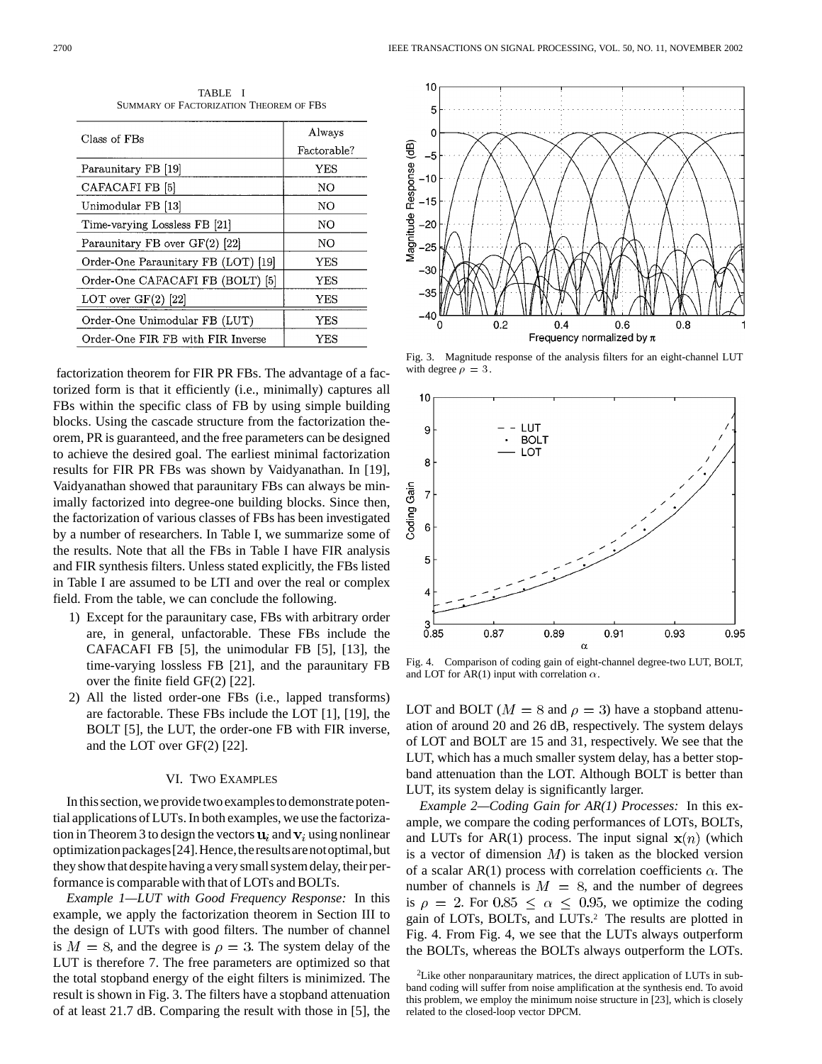TABLE I
SUMMARY OF FACTORIZATION THEOREM OF FBS

| Class of FBs | Always Factorable? |
|---|---|
| Paraunitary FB [19] | YES |
| CAFACAFI FB [5] | NO |
| Unimodular FB [13] | NO |
| Time-varying Lossless FB [21] | NO |
| Paraunitary FB over GF(2) [22] | NO |
| Order-One Paraunitary FB (LOT) [19] | YES |
| Order-One CAFACAFI FB (BOLT) [5] | YES |
| LOT over GF(2) [22] | YES |
| Order-One Unimodular FB (LUT) | YES |
| Order-One FIR FB with FIR Inverse | YES |

factorization theorem for FIR PR FBs. The advantage of a factorized form is that it efficiently (i.e., minimally) captures all FBs within the specific class of FB by using simple building blocks. Using the cascade structure from the factorization theorem, PR is guaranteed, and the free parameters can be designed to achieve the desired goal. The earliest minimal factorization results for FIR PR FBs was shown by Vaidyanathan. In [19], Vaidyanathan showed that paraunitary FBs can always be minimally factorized into degree-one building blocks. Since then, the factorization of various classes of FBs has been investigated by a number of researchers. In Table I, we summarize some of the results. Note that all the FBs in Table I have FIR analysis and FIR synthesis filters. Unless stated explicitly, the FBs listed in Table I are assumed to be LTI and over the real or complex field. From the table, we can conclude the following.

1) Except for the paraunitary case, FBs with arbitrary order are, in general, unfactorable. These FBs include the CAFACAFI FB [5], the unimodular FB [5], [13], the time-varying lossless FB [21], and the paraunitary FB over the finite field GF(2) [22].
2) All the listed order-one FBs (i.e., lapped transforms) are factorable. These FBs include the LOT [1], [19], the BOLT [5], the LUT, the order-one FB with FIR inverse, and the LOT over GF(2) [22].

## VI. TWO EXAMPLES

In this section, we provide two examples to demonstrate potential applications of LUTs. In both examples, we use the factorization in Theorem 3 to design the vectors $\mathbf{u}_i$ and $\mathbf{v}_i$ using nonlinear optimization packages [24]. Hence, the results are not optimal, but they show that despite having a very small system delay, their performance is comparable with that of LOTs and BOLTs.

*Example 1—LUT with Good Frequency Response:* In this example, we apply the factorization theorem in Section III to the design of LUTs with good filters. The number of channel is $M = 8$, and the degree is $\rho = 3$. The system delay of the LUT is therefore 7. The free parameters are optimized so that the total stopband energy of the eight filters is minimized. The result is shown in Fig. 3. The filters have a stopband attenuation of at least 21.7 dB. Comparing the result with those in [5], the LOT and BOLT ($M = 8$ and $\rho = 3$) have a stopband attenuation of around 20 and 26 dB, respectively. The system delays of LOT and BOLT are 15 and 31, respectively. We see that the LUT, which has a much smaller system delay, has a better stopband attenuation than the LOT. Although BOLT is better than LUT, its system delay is significantly larger.

Fig. 3. Magnitude response of the analysis filters for an eight-channel LUT with degree $\rho = 3$.

Fig. 4. Comparison of coding gain of eight-channel degree-two LUT, BOLT, and LOT for AR(1) input with correlation $\alpha$.

*Example 2—Coding Gain for AR(1) Processes:* In this example, we compare the coding performances of LOTs, BOLTs, and LUTs for AR(1) process. The input signal $\mathbf{x}(n)$ (which is a vector of dimension $M$) is taken as the blocked version of a scalar AR(1) process with correlation coefficients $\alpha$. The number of channels is $M = 8$, and the number of degrees is $\rho = 2$. For $0.85 \leq \alpha \leq 0.95$, we optimize the coding gain of LOTs, BOLTs, and LUTs.[2] The results are plotted in Fig. 4. From Fig. 4, we see that the LUTs always outperform the BOLTs, whereas the BOLTs always outperform the LOTs.

[2]Like other nonparaunitary matrices, the direct application of LUTs in subband coding will suffer from noise amplification at the synthesis end. To avoid this problem, we employ the minimum noise structure in [23], which is closely related to the closed-loop vector DPCM.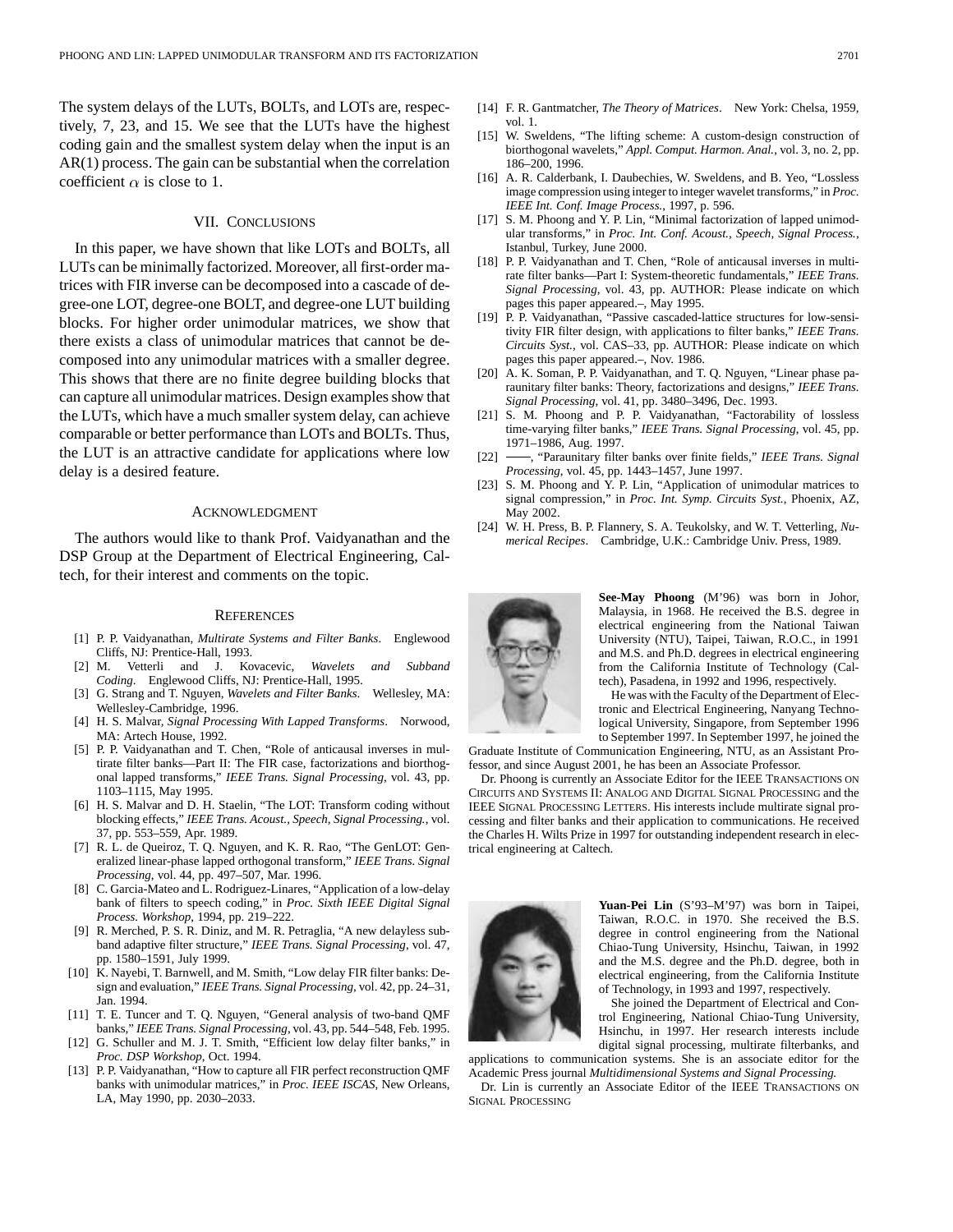The system delays of the LUTs, BOLTs, and LOTs are, respectively, 7, 23, and 15. We see that the LUTs have the highest coding gain and the smallest system delay when the input is an AR(1) process. The gain can be substantial when the correlation coefficient $\alpha$ is close to 1.

## VII. Conclusions

In this paper, we have shown that like LOTs and BOLTs, all LUTs can be minimally factorized. Moreover, all first-order matrices with FIR inverse can be decomposed into a cascade of degree-one LOT, degree-one BOLT, and degree-one LUT building blocks. For higher order unimodular matrices, we show that there exists a class of unimodular matrices that cannot be decomposed into any unimodular matrices with a smaller degree. This shows that there are no finite degree building blocks that can capture all unimodular matrices. Design examples show that the LUTs, which have a much smaller system delay, can achieve comparable or better performance than LOTs and BOLTs. Thus, the LUT is an attractive candidate for applications where low delay is a desired feature.

## Acknowledgment

The authors would like to thank Prof. Vaidyanathan and the DSP Group at the Department of Electrical Engineering, Caltech, for their interest and comments on the topic.

## References

[1] P. P. Vaidyanathan, *Multirate Systems and Filter Banks*. Englewood Cliffs, NJ: Prentice-Hall, 1993.

[2] M. Vetterli and J. Kovacevic, *Wavelets and Subband Coding*. Englewood Cliffs, NJ: Prentice-Hall, 1995.

[3] G. Strang and T. Nguyen, *Wavelets and Filter Banks*. Wellesley, MA: Wellesley-Cambridge, 1996.

[4] H. S. Malvar, *Signal Processing With Lapped Transforms*. Norwood, MA: Artech House, 1992.

[5] P. P. Vaidyanathan and T. Chen, "Role of anticausal inverses in multirate filter banks—Part II: The FIR case, factorizations and biorthogonal lapped transforms," *IEEE Trans. Signal Processing*, vol. 43, pp. 1103–1115, May 1995.

[6] H. S. Malvar and D. H. Staelin, "The LOT: Transform coding without blocking effects," *IEEE Trans. Acoust., Speech, Signal Processing.*, vol. 37, pp. 553–559, Apr. 1989.

[7] R. L. de Queiroz, T. Q. Nguyen, and K. R. Rao, "The GenLOT: Generalized linear-phase lapped orthogonal transform," *IEEE Trans. Signal Processing*, vol. 44, pp. 497–507, Mar. 1996.

[8] C. Garcia-Mateo and L. Rodriguez-Linares, "Application of a low-delay bank of filters to speech coding," in *Proc. Sixth IEEE Digital Signal Process. Workshop*, 1994, pp. 219–222.

[9] R. Merched, P. S. R. Diniz, and M. R. Petraglia, "A new delayless subband adaptive filter structure," *IEEE Trans. Signal Processing*, vol. 47, pp. 1580–1591, July 1999.

[10] K. Nayebi, T. Barnwell, and M. Smith, "Low delay FIR filter banks: Design and evaluation," *IEEE Trans. Signal Processing*, vol. 42, pp. 24–31, Jan. 1994.

[11] T. E. Tuncer and T. Q. Nguyen, "General analysis of two-band QMF banks," *IEEE Trans. Signal Processing*, vol. 43, pp. 544–548, Feb. 1995.

[12] G. Schuller and M. J. T. Smith, "Efficient low delay filter banks," in *Proc. DSP Workshop*, Oct. 1994.

[13] P. P. Vaidyanathan, "How to capture all FIR perfect reconstruction QMF banks with unimodular matrices," in *Proc. IEEE ISCAS*, New Orleans, LA, May 1990, pp. 2030–2033.

[14] F. R. Gantmatcher, *The Theory of Matrices*. New York: Chelsa, 1959, vol. 1.

[15] W. Sweldens, "The lifting scheme: A custom-design construction of biorthogonal wavelets," *Appl. Comput. Harmon. Anal.*, vol. 3, no. 2, pp. 186–200, 1996.

[16] A. R. Calderbank, I. Daubechies, W. Sweldens, and B. Yeo, "Lossless image compression using integer to integer wavelet transforms," in *Proc. IEEE Int. Conf. Image Process.*, 1997, p. 596.

[17] S. M. Phoong and Y. P. Lin, "Minimal factorization of lapped unimodular transforms," in *Proc. Int. Conf. Acoust., Speech, Signal Process.*, Istanbul, Turkey, June 2000.

[18] P. P. Vaidyanathan and T. Chen, "Role of anticausal inverses in multirate filter banks—Part I: System-theoretic fundamentals," *IEEE Trans. Signal Processing*, vol. 43, pp. AUTHOR: Please indicate on which pages this paper appeared.–, May 1995.

[19] P. P. Vaidyanathan, "Passive cascaded-lattice structures for low-sensitivity FIR filter design, with applications to filter banks," *IEEE Trans. Circuits Syst.*, vol. CAS–33, pp. AUTHOR: Please indicate on which pages this paper appeared.–, Nov. 1986.

[20] A. K. Soman, P. P. Vaidyanathan, and T. Q. Nguyen, "Linear phase paraunitary filter banks: Theory, factorizations and designs," *IEEE Trans. Signal Processing*, vol. 41, pp. 3480–3496, Dec. 1993.

[21] S. M. Phoong and P. P. Vaidyanathan, "Factorability of lossless time-varying filter banks," *IEEE Trans. Signal Processing*, vol. 45, pp. 1971–1986, Aug. 1997.

[22] ——, "Paraunitary filter banks over finite fields," *IEEE Trans. Signal Processing*, vol. 45, pp. 1443–1457, June 1997.

[23] S. M. Phoong and Y. P. Lin, "Application of unimodular matrices to signal compression," in *Proc. Int. Symp. Circuits Syst.*, Phoenix, AZ, May 2002.

[24] W. H. Press, B. P. Flannery, S. A. Teukolsky, and W. T. Vetterling, *Numerical Recipes*. Cambridge, U.K.: Cambridge Univ. Press, 1989.

**See-May Phoong** (M'96) was born in Johor, Malaysia, in 1968. He received the B.S. degree in electrical engineering from the National Taiwan University (NTU), Taipei, Taiwan, R.O.C., in 1991 and M.S. and Ph.D. degrees in electrical engineering from the California Institute of Technology (Caltech), Pasadena, in 1992 and 1996, respectively.

He was with the Faculty of the Department of Electronic and Electrical Engineering, Nanyang Technological University, Singapore, from September 1996 to September 1997. In September 1997, he joined the Graduate Institute of Communication Engineering, NTU, as an Assistant Professor, and since August 2001, he has been an Associate Professor.

Dr. Phoong is currently an Associate Editor for the IEEE Transactions on Circuits and Systems II: Analog and Digital Signal Processing and the IEEE Signal Processing Letters. His interests include multirate signal processing and filter banks and their application to communications. He received the Charles H. Wilts Prize in 1997 for outstanding independent research in electrical engineering at Caltech.

**Yuan-Pei Lin** (S'93–M'97) was born in Taipei, Taiwan, R.O.C. in 1970. She received the B.S. degree in control engineering from the National Chiao-Tung University, Hsinchu, Taiwan, in 1992 and the M.S. degree and the Ph.D. degree, both in electrical engineering, from the California Institute of Technology, in 1993 and 1997, respectively.

She joined the Department of Electrical and Control Engineering, National Chiao-Tung University, Hsinchu, in 1997. Her research interests include digital signal processing, multirate filterbanks, and applications to communication systems. She is an associate editor for the Academic Press journal *Multidimensional Systems and Signal Processing.*

Dr. Lin is currently an Associate Editor of the IEEE Transactions on Signal Processing